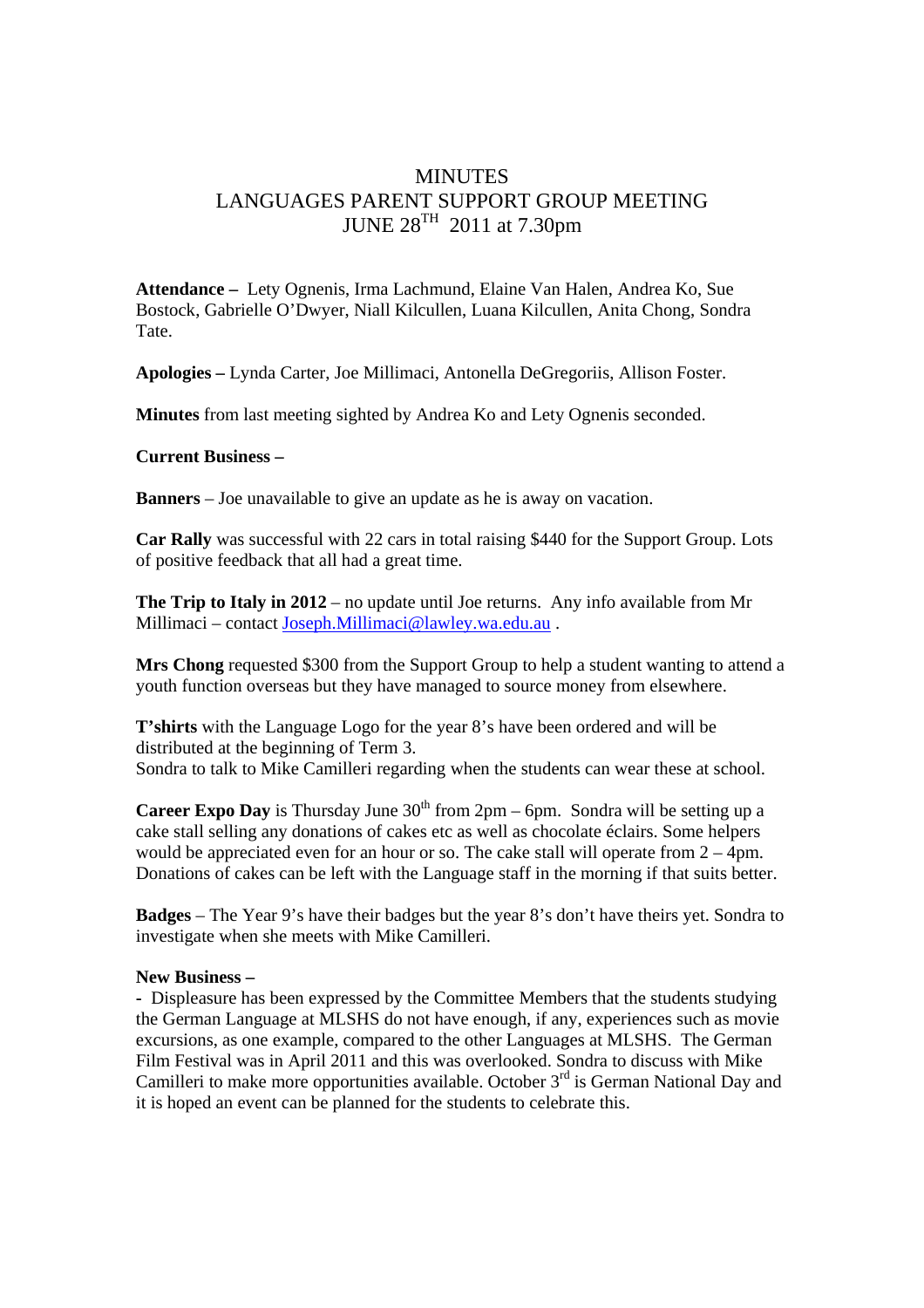# MINUTES
## LANGUAGES PARENT SUPPORT GROUP MEETING
## JUNE 28TH 2011 at 7.30pm

**Attendance –** Lety Ognenis, Irma Lachmund, Elaine Van Halen, Andrea Ko, Sue Bostock, Gabrielle O'Dwyer, Niall Kilcullen, Luana Kilcullen, Anita Chong, Sondra Tate.

**Apologies –** Lynda Carter, Joe Millimaci, Antonella DeGregoriis, Allison Foster.

**Minutes** from last meeting sighted by Andrea Ko and Lety Ognenis seconded.

**Current Business –**

**Banners** – Joe unavailable to give an update as he is away on vacation.

**Car Rally** was successful with 22 cars in total raising $440 for the Support Group. Lots of positive feedback that all had a great time.

**The Trip to Italy in 2012** – no update until Joe returns. Any info available from Mr Millimaci – contact Joseph.Millimaci@lawley.wa.edu.au .

**Mrs Chong** requested $300 from the Support Group to help a student wanting to attend a youth function overseas but they have managed to source money from elsewhere.

**T'shirts** with the Language Logo for the year 8's have been ordered and will be distributed at the beginning of Term 3.
Sondra to talk to Mike Camilleri regarding when the students can wear these at school.

**Career Expo Day** is Thursday June 30th from 2pm – 6pm. Sondra will be setting up a cake stall selling any donations of cakes etc as well as chocolate éclairs. Some helpers would be appreciated even for an hour or so. The cake stall will operate from 2 – 4pm. Donations of cakes can be left with the Language staff in the morning if that suits better.

**Badges** – The Year 9's have their badges but the year 8's don't have theirs yet. Sondra to investigate when she meets with Mike Camilleri.

**New Business –**

- Displeasure has been expressed by the Committee Members that the students studying the German Language at MLSHS do not have enough, if any, experiences such as movie excursions, as one example, compared to the other Languages at MLSHS. The German Film Festival was in April 2011 and this was overlooked. Sondra to discuss with Mike Camilleri to make more opportunities available. October 3rd is German National Day and it is hoped an event can be planned for the students to celebrate this.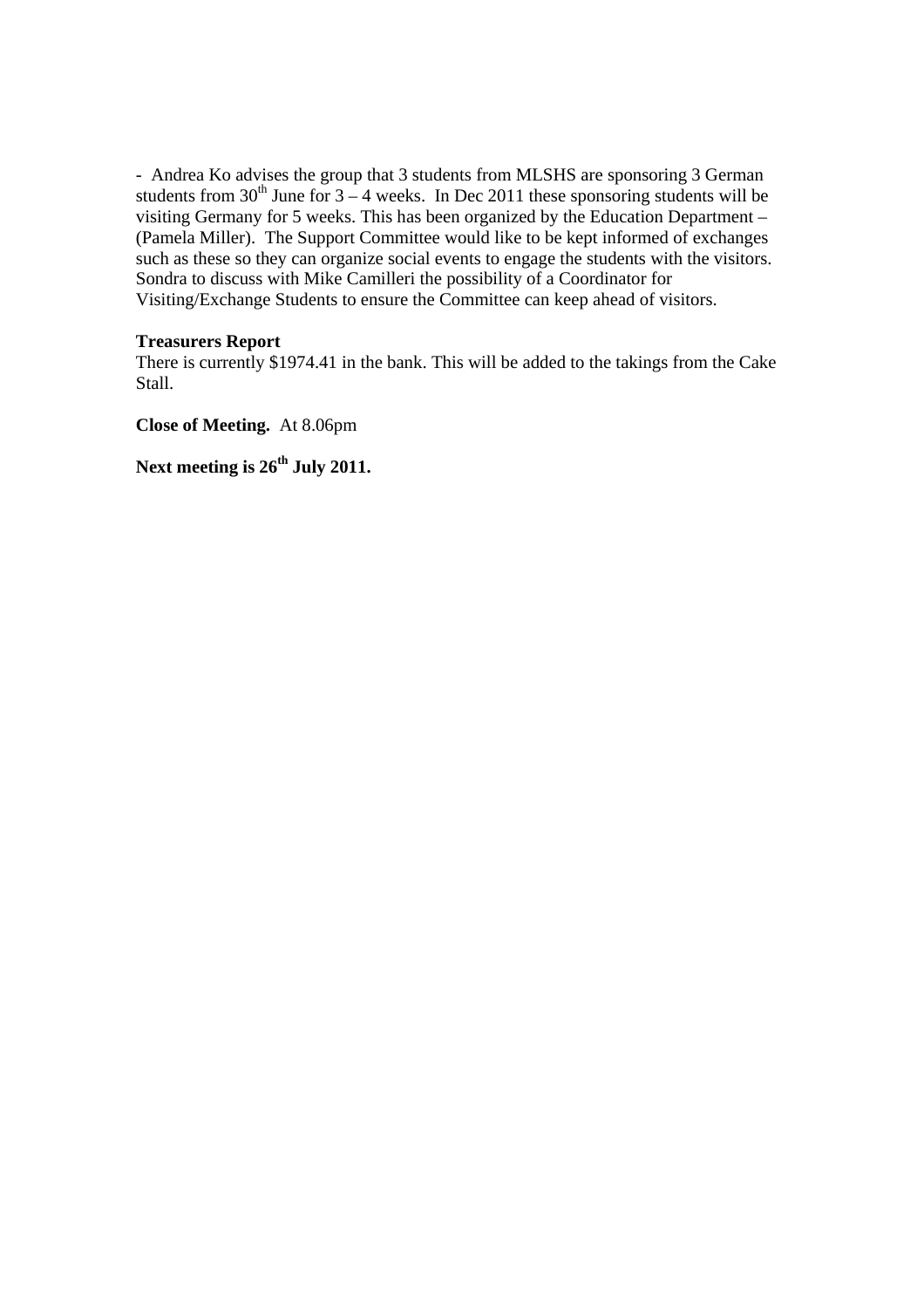- Andrea Ko advises the group that 3 students from MLSHS are sponsoring 3 German students from 30th June for 3 – 4 weeks. In Dec 2011 these sponsoring students will be visiting Germany for 5 weeks. This has been organized by the Education Department – (Pamela Miller). The Support Committee would like to be kept informed of exchanges such as these so they can organize social events to engage the students with the visitors. Sondra to discuss with Mike Camilleri the possibility of a Coordinator for Visiting/Exchange Students to ensure the Committee can keep ahead of visitors.

**Treasurers Report**

There is currently $1974.41 in the bank. This will be added to the takings from the Cake Stall.

**Close of Meeting.** At 8.06pm

**Next meeting is 26th July 2011.**